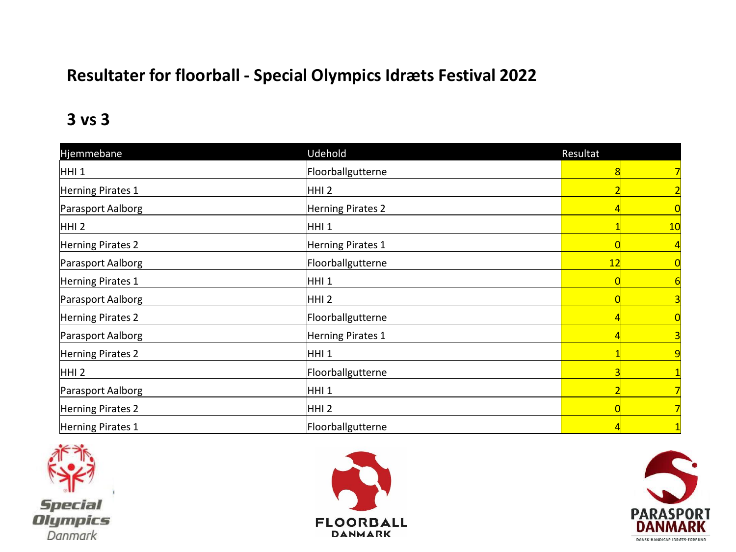# Resultater for floorball - Special Olympics Idræts Festival 2022

## 3 vs 3

| Hjemmebane | Udehold | Resultat | |
|---|---|---|---|
| HHI 1 | Floorballgutterne | 8 | 7 |
| Herning Pirates 1 | HHI 2 | 2 | 2 |
| Parasport Aalborg | Herning Pirates 2 | 4 | 0 |
| HHI 2 | HHI 1 | 1 | 10 |
| Herning Pirates 2 | Herning Pirates 1 | 0 | 4 |
| Parasport Aalborg | Floorballgutterne | 12 | 0 |
| Herning Pirates 1 | HHI 1 | 0 | 6 |
| Parasport Aalborg | HHI 2 | 0 | 3 |
| Herning Pirates 2 | Floorballgutterne | 4 | 0 |
| Parasport Aalborg | Herning Pirates 1 | 4 | 3 |
| Herning Pirates 2 | HHI 1 | 1 | 9 |
| HHI 2 | Floorballgutterne | 3 | 1 |
| Parasport Aalborg | HHI 1 | 2 | 7 |
| Herning Pirates 2 | HHI 2 | 0 | 7 |
| Herning Pirates 1 | Floorballgutterne | 4 | 1 |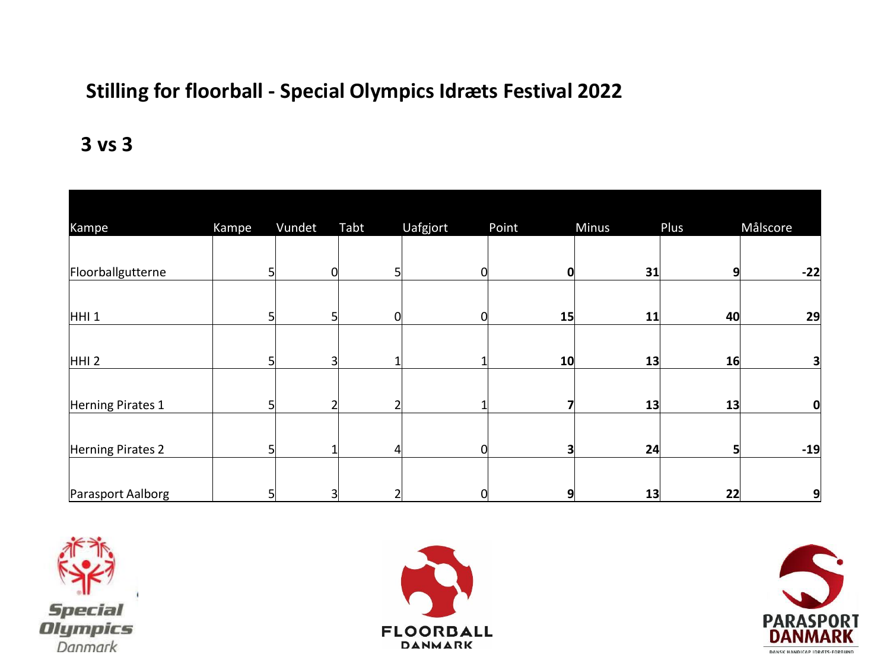# Stilling for floorball - Special Olympics Idræts Festival 2022

## 3 vs 3

| Kampe | Kampe | Vundet | Tabt | Uafgjort | Point | Minus | Plus | Målscore |
|---|---|---|---|---|---|---|---|---|
| Floorballgutterne | 5 | 0 | 5 | 0 | **0** | **31** | **9** | **-22** |
| HHI 1 | 5 | 5 | 0 | 0 | **15** | **11** | **40** | **29** |
| HHI 2 | 5 | 3 | 1 | 1 | **10** | **13** | **16** | **3** |
| Herning Pirates 1 | 5 | 2 | 2 | 1 | **7** | **13** | **13** | **0** |
| Herning Pirates 2 | 5 | 1 | 4 | 0 | **3** | **24** | **5** | **-19** |
| Parasport Aalborg | 5 | 3 | 2 | 0 | **9** | **13** | **22** | **9** |

Special Olympics Danmark

FLOORBALL DANMARK

PARASPORT DANMARK
DANSK HANDICAP IDRÆTS-FORBUND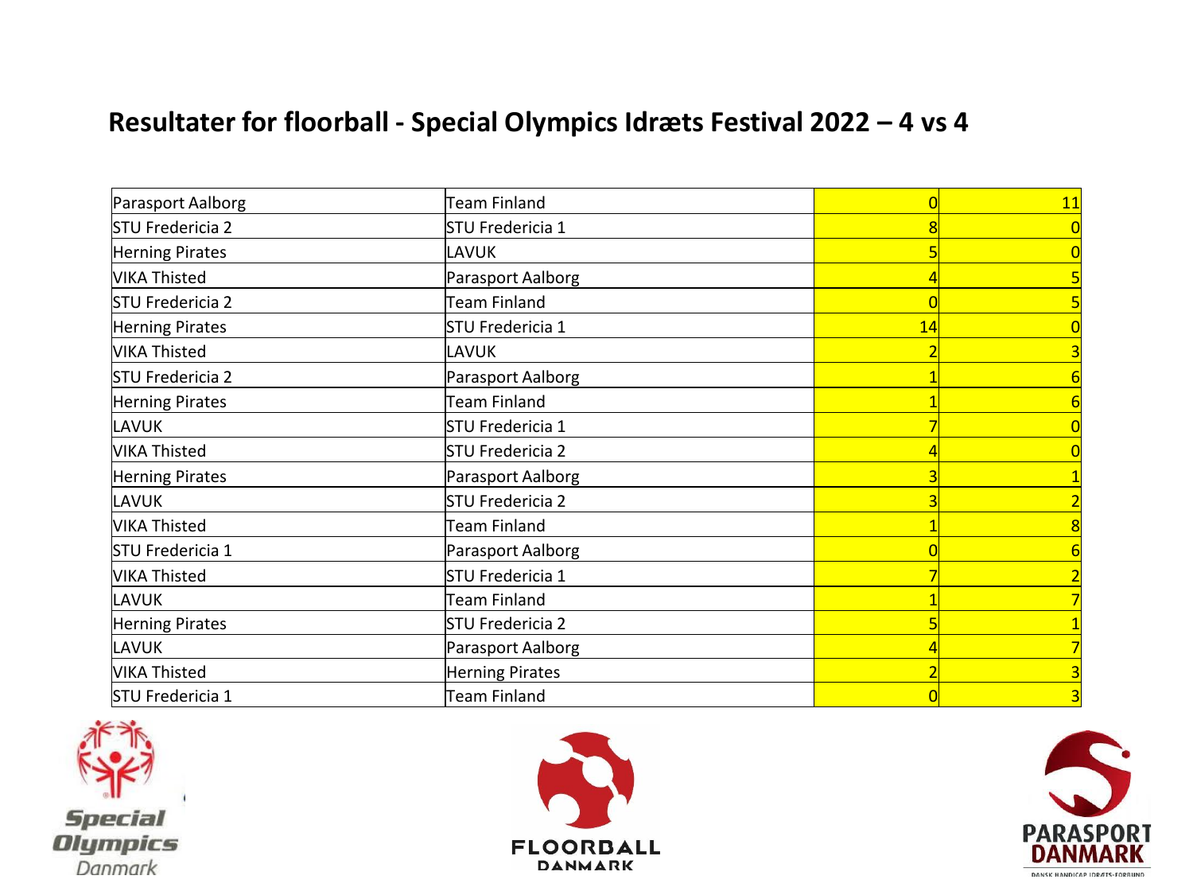## Resultater for floorball - Special Olympics Idræts Festival 2022 – 4 vs 4

| | | | |
|---|---|---|---|
| Parasport Aalborg | Team Finland | 0 | 11 |
| STU Fredericia 2 | STU Fredericia 1 | 8 | 0 |
| Herning Pirates | LAVUK | 5 | 0 |
| VIKA Thisted | Parasport Aalborg | 4 | 5 |
| STU Fredericia 2 | Team Finland | 0 | 5 |
| Herning Pirates | STU Fredericia 1 | 14 | 0 |
| VIKA Thisted | LAVUK | 2 | 3 |
| STU Fredericia 2 | Parasport Aalborg | 1 | 6 |
| Herning Pirates | Team Finland | 1 | 6 |
| LAVUK | STU Fredericia 1 | 7 | 0 |
| VIKA Thisted | STU Fredericia 2 | 4 | 0 |
| Herning Pirates | Parasport Aalborg | 3 | 1 |
| LAVUK | STU Fredericia 2 | 3 | 2 |
| VIKA Thisted | Team Finland | 1 | 8 |
| STU Fredericia 1 | Parasport Aalborg | 0 | 6 |
| VIKA Thisted | STU Fredericia 1 | 7 | 2 |
| LAVUK | Team Finland | 1 | 7 |
| Herning Pirates | STU Fredericia 2 | 5 | 1 |
| LAVUK | Parasport Aalborg | 4 | 7 |
| VIKA Thisted | Herning Pirates | 2 | 3 |
| STU Fredericia 1 | Team Finland | 0 | 3 |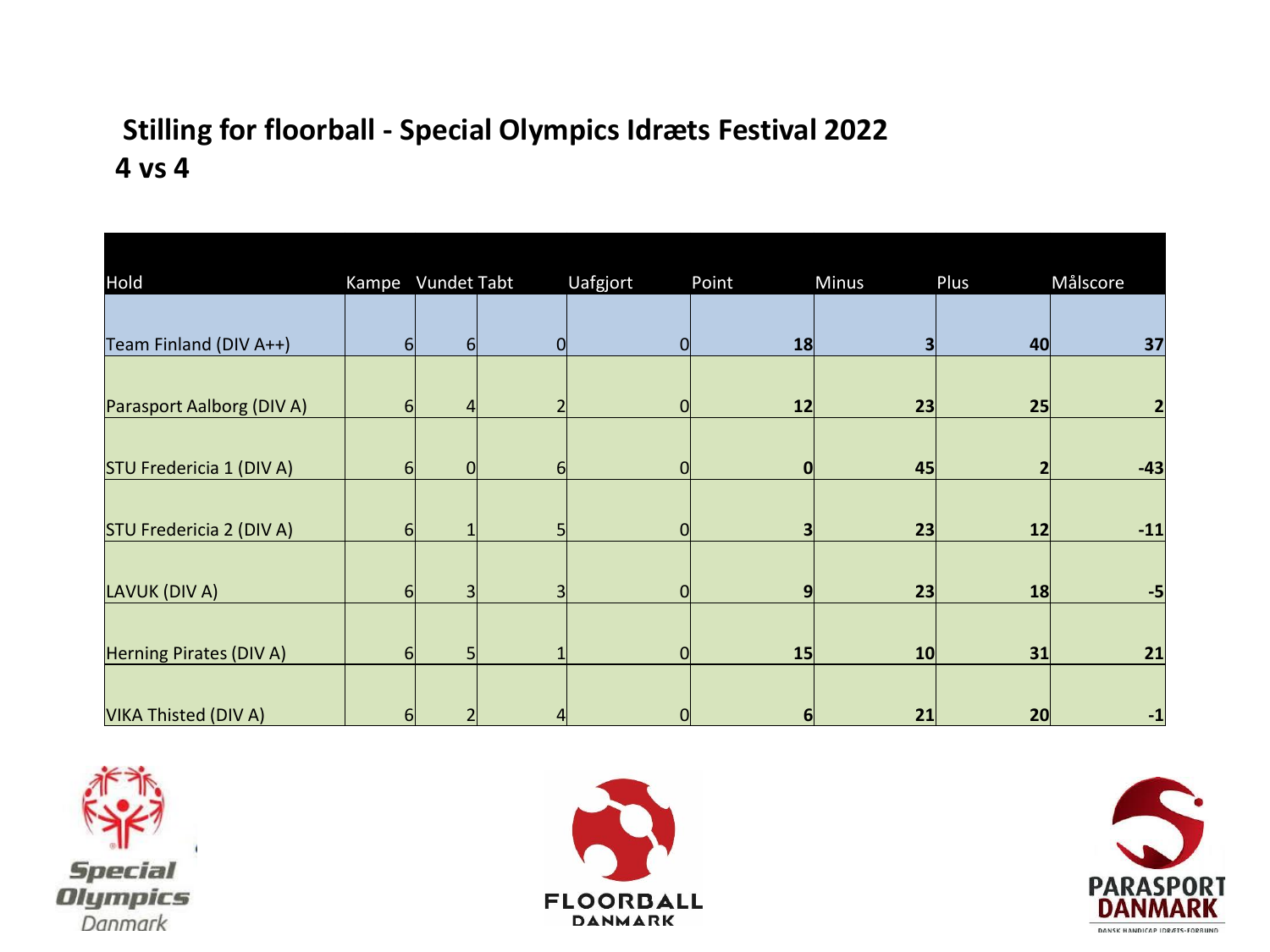# Stilling for floorball - Special Olympics Idræts Festival 2022

## 4 vs 4

| Hold | Kampe | Vundet | Tabt | Uafgjort | Point | Minus | Plus | Målscore |
|---|---|---|---|---|---|---|---|---|
| Team Finland (DIV A++) | 6 | 6 | 0 | 0 | **18** | **3** | **40** | **37** |
| Parasport Aalborg (DIV A) | 6 | 4 | 2 | 0 | **12** | **23** | **25** | **2** |
| STU Fredericia 1 (DIV A) | 6 | 0 | 6 | 0 | **0** | **45** | **2** | **-43** |
| STU Fredericia 2 (DIV A) | 6 | 1 | 5 | 0 | **3** | **23** | **12** | **-11** |
| LAVUK (DIV A) | 6 | 3 | 3 | 0 | **9** | **23** | **18** | **-5** |
| Herning Pirates (DIV A) | 6 | 5 | 1 | 0 | **15** | **10** | **31** | **21** |
| VIKA Thisted (DIV A) | 6 | 2 | 4 | 0 | **6** | **21** | **20** | **-1** |

Special Olympics Danmark

FLOORBALL DANMARK

PARASPORT DANMARK
DANSK HANDICAP IDRÆTS-FORBUND